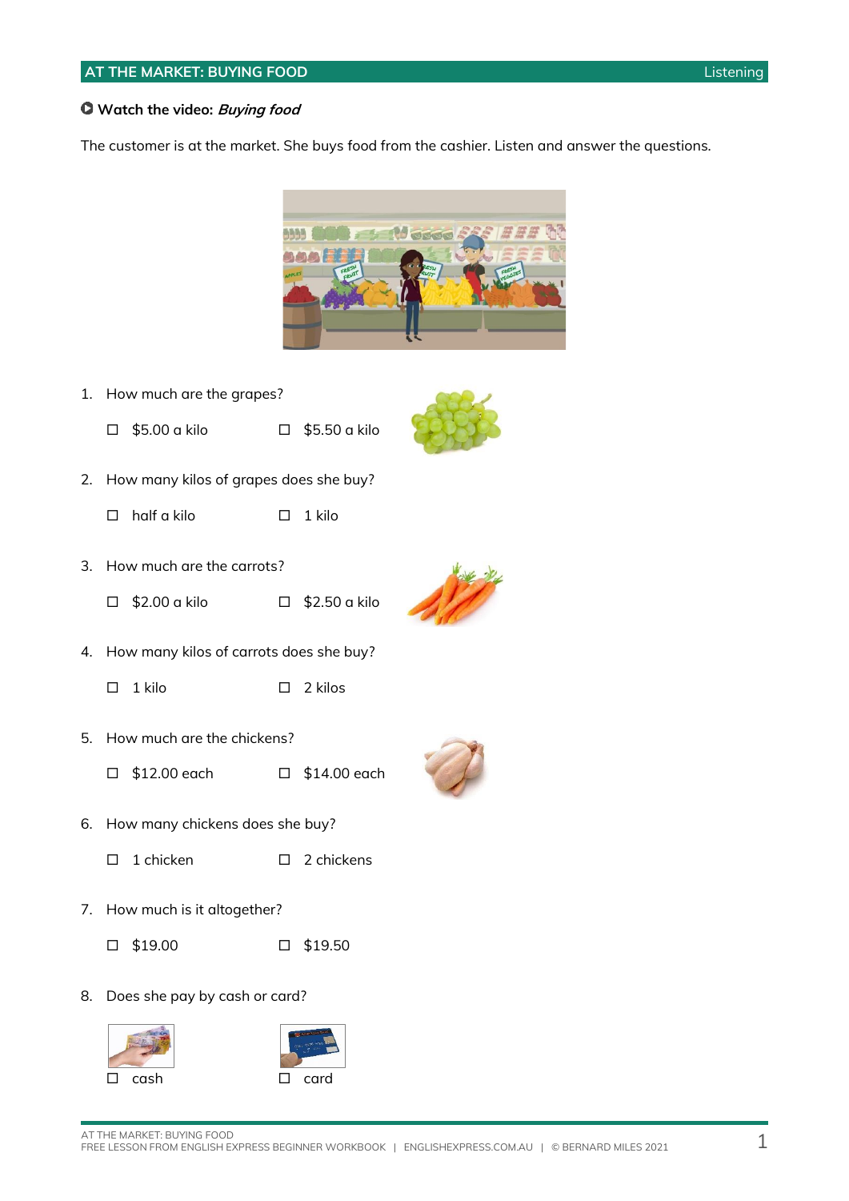## AT THE MARKET: BUYING FOOD

Listening

**Watch the video:** ***Buying food***

The customer is at the market. She buys food from the cashier. Listen and answer the questions.

1. How much are the grapes?

   ☐ $5.00 a kilo ☐ $5.50 a kilo

2. How many kilos of grapes does she buy?

   ☐ half a kilo ☐ 1 kilo

3. How much are the carrots?

   ☐ $2.00 a kilo ☐ $2.50 a kilo

4. How many kilos of carrots does she buy?

   ☐ 1 kilo ☐ 2 kilos

5. How much are the chickens?

   ☐ $12.00 each ☐ $14.00 each

6. How many chickens does she buy?

   ☐ 1 chicken ☐ 2 chickens

7. How much is it altogether?

   ☐ $19.00 ☐ $19.50

8. Does she pay by cash or card?

   ☐ cash ☐ card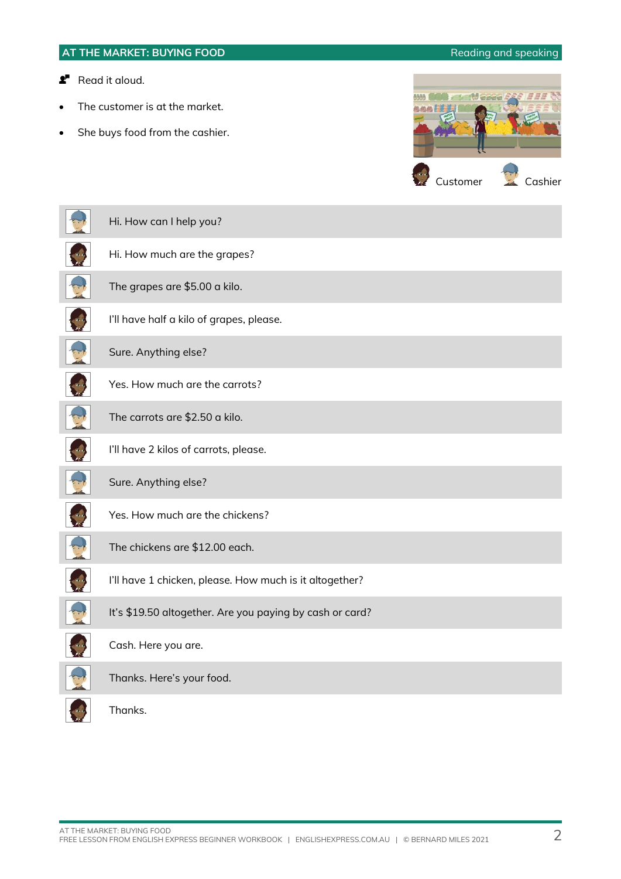## AT THE MARKET: BUYING FOOD

Reading and speaking

Read it aloud.

- The customer is at the market.
- She buys food from the cashier.

Customer    Cashier

| Speaker | Dialogue |
| --- | --- |
| Cashier | Hi. How can I help you? |
| Customer | Hi. How much are the grapes? |
| Cashier | The grapes are $5.00 a kilo. |
| Customer | I'll have half a kilo of grapes, please. |
| Cashier | Sure. Anything else? |
| Customer | Yes. How much are the carrots? |
| Cashier | The carrots are $2.50 a kilo. |
| Customer | I'll have 2 kilos of carrots, please. |
| Cashier | Sure. Anything else? |
| Customer | Yes. How much are the chickens? |
| Cashier | The chickens are $12.00 each. |
| Customer | I'll have 1 chicken, please. How much is it altogether? |
| Cashier | It's $19.50 altogether. Are you paying by cash or card? |
| Customer | Cash. Here you are. |
| Cashier | Thanks. Here's your food. |
| Customer | Thanks. |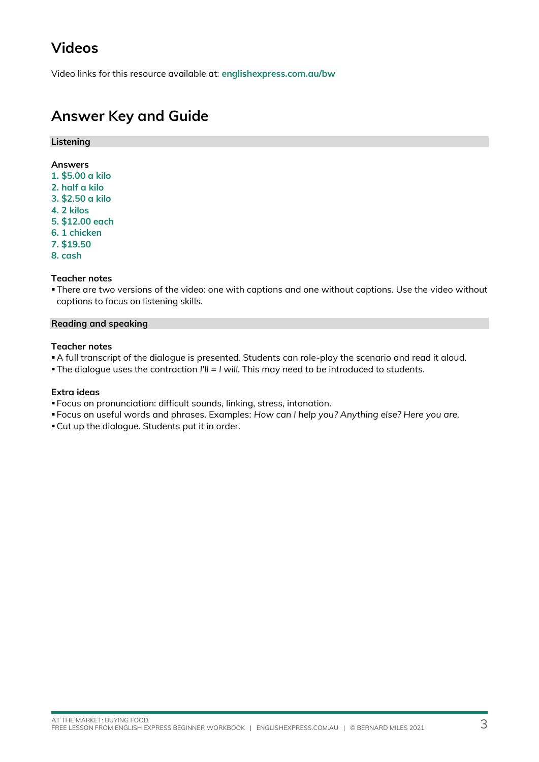## Videos

Video links for this resource available at: **englishexpress.com.au/bw**

## Answer Key and Guide

### Listening

**Answers**

**1. $5.00 a kilo**
**2. half a kilo**
**3. $2.50 a kilo**
**4. 2 kilos**
**5. $12.00 each**
**6. 1 chicken**
**7. $19.50**
**8. cash**

**Teacher notes**

- There are two versions of the video: one with captions and one without captions. Use the video without captions to focus on listening skills.

### Reading and speaking

**Teacher notes**

- A full transcript of the dialogue is presented. Students can role-play the scenario and read it aloud.
- The dialogue uses the contraction *I'll = I will.* This may need to be introduced to students.

**Extra ideas**

- Focus on pronunciation: difficult sounds, linking, stress, intonation.
- Focus on useful words and phrases. Examples: *How can I help you? Anything else? Here you are.*
- Cut up the dialogue. Students put it in order.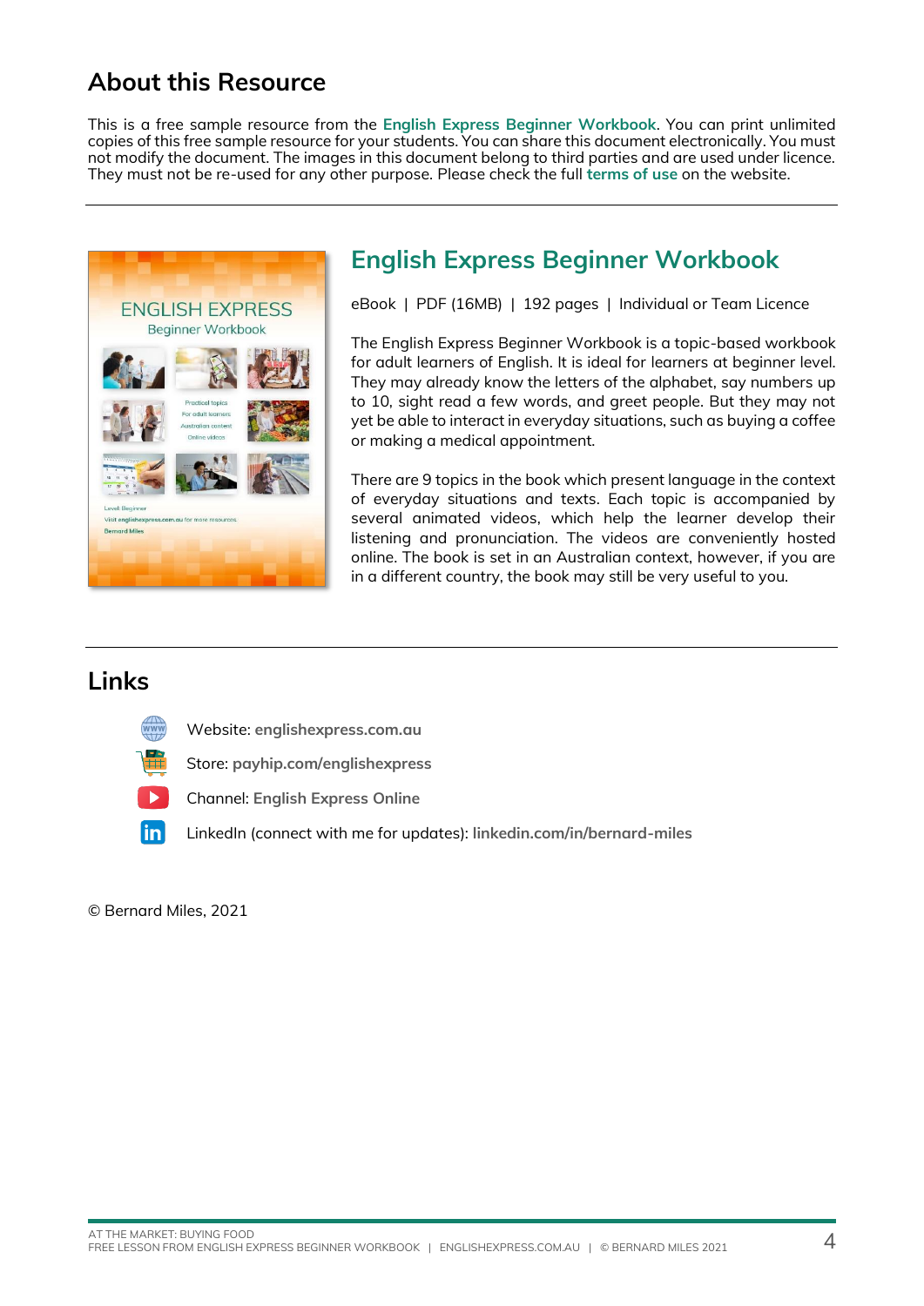## About this Resource

This is a free sample resource from the **English Express Beginner Workbook**. You can print unlimited copies of this free sample resource for your students. You can share this document electronically. You must not modify the document. The images in this document belong to third parties and are used under licence. They must not be re-used for any other purpose. Please check the full **terms of use** on the website.

---

## English Express Beginner Workbook

eBook | PDF (16MB) | 192 pages | Individual or Team Licence

The English Express Beginner Workbook is a topic-based workbook for adult learners of English. It is ideal for learners at beginner level. They may already know the letters of the alphabet, say numbers up to 10, sight read a few words, and greet people. But they may not yet be able to interact in everyday situations, such as buying a coffee or making a medical appointment.

There are 9 topics in the book which present language in the context of everyday situations and texts. Each topic is accompanied by several animated videos, which help the learner develop their listening and pronunciation. The videos are conveniently hosted online. The book is set in an Australian context, however, if you are in a different country, the book may still be very useful to you.

---

## Links

- Website: **englishexpress.com.au**
- Store: **payhip.com/englishexpress**
- Channel: **English Express Online**
- LinkedIn (connect with me for updates): **linkedin.com/in/bernard-miles**

© Bernard Miles, 2021